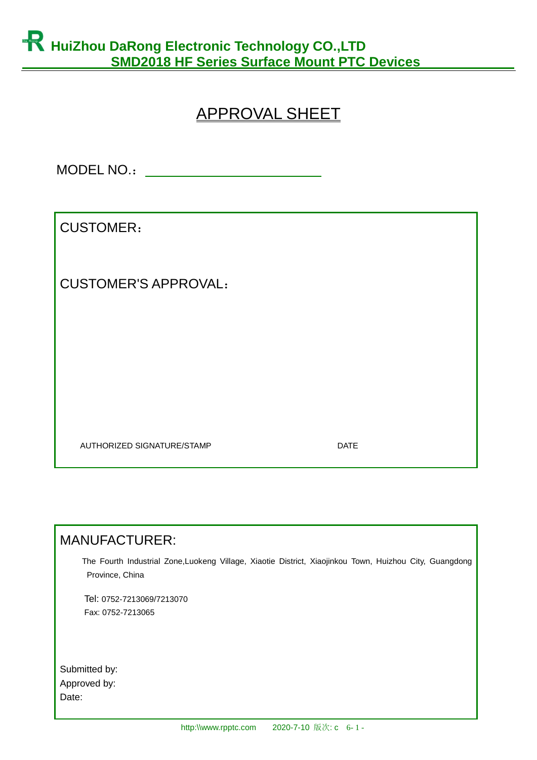# APPROVAL SHEET

MODEL NO.：\_\_\_\_\_\_\_\_\_\_\_\_\_\_\_\_\_\_\_\_\_\_\_\_

CUSTOMER：

CUSTOMER'S APPROVAL：

AUTHORIZED SIGNATURE/STAMP　　　　　　　　　　DATE

MANUFACTURER:

The Fourth Industrial Zone,Luokeng Village, Xiaotie District, Xiaojinkou Town, Huizhou City, Guangdong Province, China

Tel: 0752-7213069/7213070
Fax: 0752-7213065

Submitted by:
Approved by:
Date: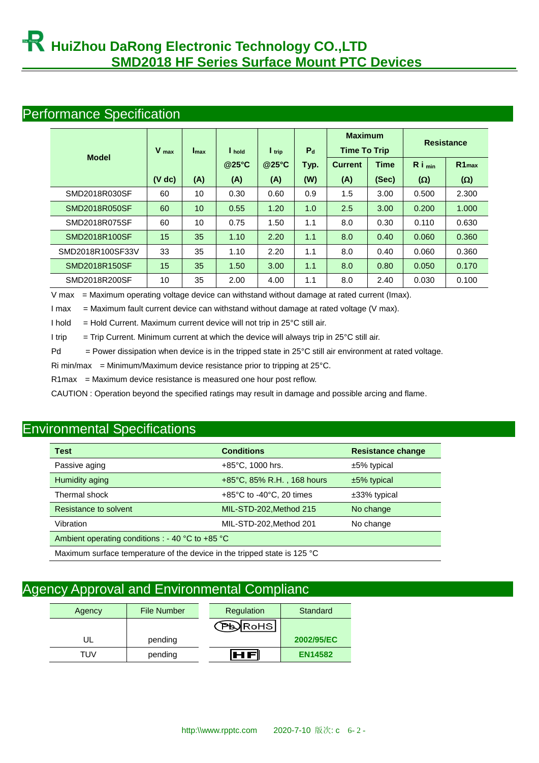# HuiZhou DaRong Electronic Technology CO.,LTD

## SMD2018 HF Series Surface Mount PTC Devices

## Performance Specification

| Model | $V_{max}$ | $I_{max}$ | $I_{hold}$ @25°C | $I_{trip}$ @25°C | $P_d$ Typ. | Maximum Time To Trip | | Resistance | |
|---|---|---|---|---|---|---|---|---|---|
| | (V dc) | (A) | (A) | (A) | (W) | Current (A) | Time (Sec) | $R_{i\,min}$ (Ω) | $R1_{max}$ (Ω) |
| SMD2018R030SF | 60 | 10 | 0.30 | 0.60 | 0.9 | 1.5 | 3.00 | 0.500 | 2.300 |
| SMD2018R050SF | 60 | 10 | 0.55 | 1.20 | 1.0 | 2.5 | 3.00 | 0.200 | 1.000 |
| SMD2018R075SF | 60 | 10 | 0.75 | 1.50 | 1.1 | 8.0 | 0.30 | 0.110 | 0.630 |
| SMD2018R100SF | 15 | 35 | 1.10 | 2.20 | 1.1 | 8.0 | 0.40 | 0.060 | 0.360 |
| SMD2018R100SF33V | 33 | 35 | 1.10 | 2.20 | 1.1 | 8.0 | 0.40 | 0.060 | 0.360 |
| SMD2018R150SF | 15 | 35 | 1.50 | 3.00 | 1.1 | 8.0 | 0.80 | 0.050 | 0.170 |
| SMD2018R200SF | 10 | 35 | 2.00 | 4.00 | 1.1 | 8.0 | 2.40 | 0.030 | 0.100 |

V max = Maximum operating voltage device can withstand without damage at rated current (Imax).

I max = Maximum fault current device can withstand without damage at rated voltage (V max).

I hold = Hold Current. Maximum current device will not trip in 25°C still air.

I trip = Trip Current. Minimum current at which the device will always trip in 25°C still air.

Pd = Power dissipation when device is in the tripped state in 25°C still air environment at rated voltage.

Ri min/max = Minimum/Maximum device resistance prior to tripping at 25°C.

R1max = Maximum device resistance is measured one hour post reflow.

CAUTION : Operation beyond the specified ratings may result in damage and possible arcing and flame.

## Environmental Specifications

| Test | Conditions | Resistance change |
|---|---|---|
| Passive aging | +85°C, 1000 hrs. | ±5% typical |
| Humidity aging | +85°C, 85% R.H. , 168 hours | ±5% typical |
| Thermal shock | +85°C to -40°C, 20 times | ±33% typical |
| Resistance to solvent | MIL-STD-202,Method 215 | No change |
| Vibration | MIL-STD-202,Method 201 | No change |
| Ambient operating conditions : - 40 °C to +85 °C | | |
| Maximum surface temperature of the device in the tripped state is 125 °C | | |

## Agency Approval and Environmental Complianc

| Agency | File Number |
|---|---|
| UL | pending |
| TUV | pending |

| Regulation | Standard |
|---|---|
| Pb RoHS | 2002/95/EC |
| HF | EN14582 |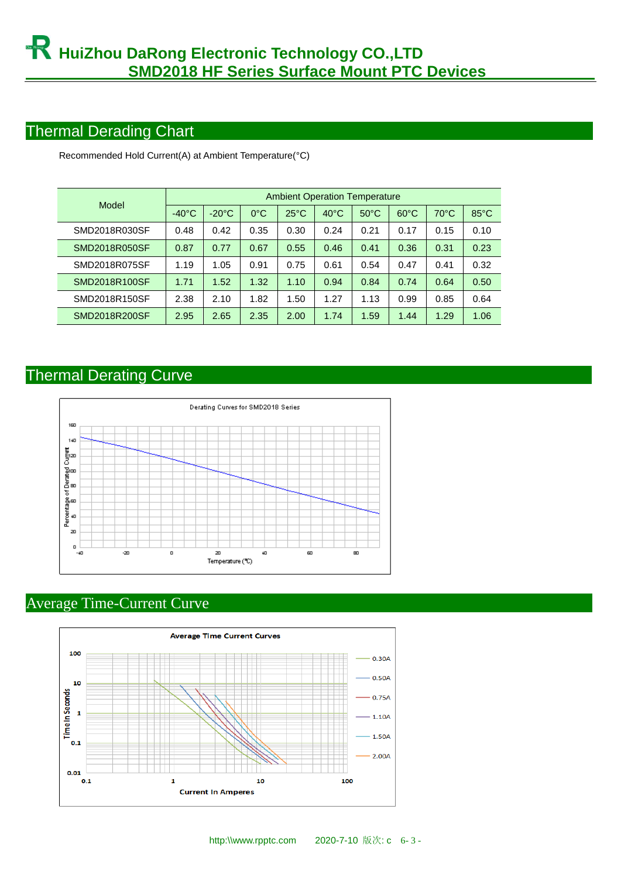## Thermal Derading Chart

Recommended Hold Current(A) at Ambient Temperature(°C)

| Model | Ambient Operation Temperature | | | | | | | | |
|---|---|---|---|---|---|---|---|---|---|
| | -40°C | -20°C | 0°C | 25°C | 40°C | 50°C | 60°C | 70°C | 85°C |
| SMD2018R030SF | 0.48 | 0.42 | 0.35 | 0.30 | 0.24 | 0.21 | 0.17 | 0.15 | 0.10 |
| SMD2018R050SF | 0.87 | 0.77 | 0.67 | 0.55 | 0.46 | 0.41 | 0.36 | 0.31 | 0.23 |
| SMD2018R075SF | 1.19 | 1.05 | 0.91 | 0.75 | 0.61 | 0.54 | 0.47 | 0.41 | 0.32 |
| SMD2018R100SF | 1.71 | 1.52 | 1.32 | 1.10 | 0.94 | 0.84 | 0.74 | 0.64 | 0.50 |
| SMD2018R150SF | 2.38 | 2.10 | 1.82 | 1.50 | 1.27 | 1.13 | 0.99 | 0.85 | 0.64 |
| SMD2018R200SF | 2.95 | 2.65 | 2.35 | 2.00 | 1.74 | 1.59 | 1.44 | 1.29 | 1.06 |

## Thermal Derating Curve

Derating Curves for SMD2018 Series

## Average Time-Current Curve

Average Time Current Curves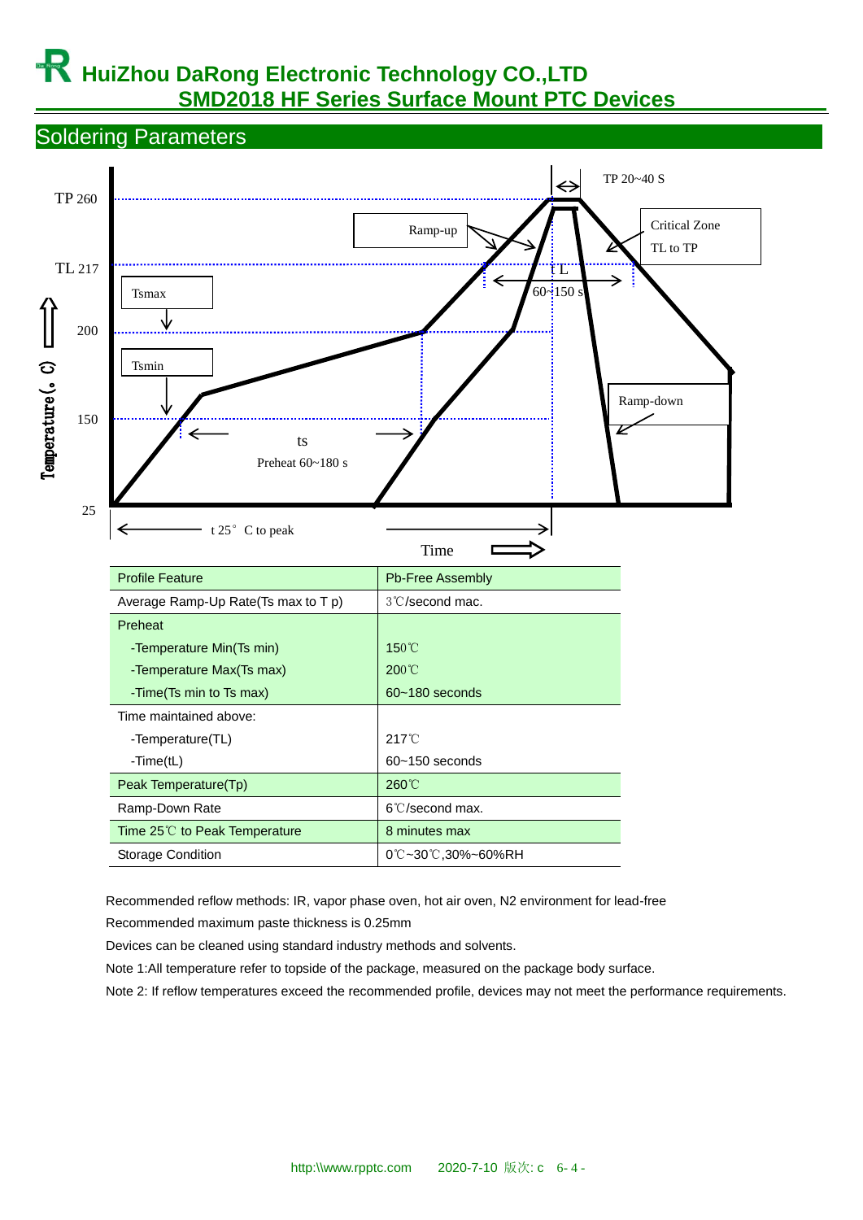# HuiZhou DaRong Electronic Technology CO.,LTD

## SMD2018 HF Series Surface Mount PTC Devices

## Soldering Parameters

TP 260

TL 217

200

150

25

Temperature (° C)

TP 20~40 S

Ramp-up

Critical Zone TL to TP

Tsmax

Tsmin

tL 60~150 s

ts Preheat 60~180 s

Ramp-down

t 25° C to peak

Time

| Profile Feature | Pb-Free Assembly |
|---|---|
| Average Ramp-Up Rate(Ts max to T p) | 3℃/second mac. |
| Preheat | |
| -Temperature Min(Ts min) | 150℃ |
| -Temperature Max(Ts max) | 200℃ |
| -Time(Ts min to Ts max) | 60~180 seconds |
| Time maintained above: | |
| -Temperature(TL) | 217℃ |
| -Time(tL) | 60~150 seconds |
| Peak Temperature(Tp) | 260℃ |
| Ramp-Down Rate | 6℃/second max. |
| Time 25℃ to Peak Temperature | 8 minutes max |
| Storage Condition | 0℃~30℃,30%~60%RH |

Recommended reflow methods: IR, vapor phase oven, hot air oven, N2 environment for lead-free

Recommended maximum paste thickness is 0.25mm

Devices can be cleaned using standard industry methods and solvents.

Note 1:All temperature refer to topside of the package, measured on the package body surface.

Note 2: If reflow temperatures exceed the recommended profile, devices may not meet the performance requirements.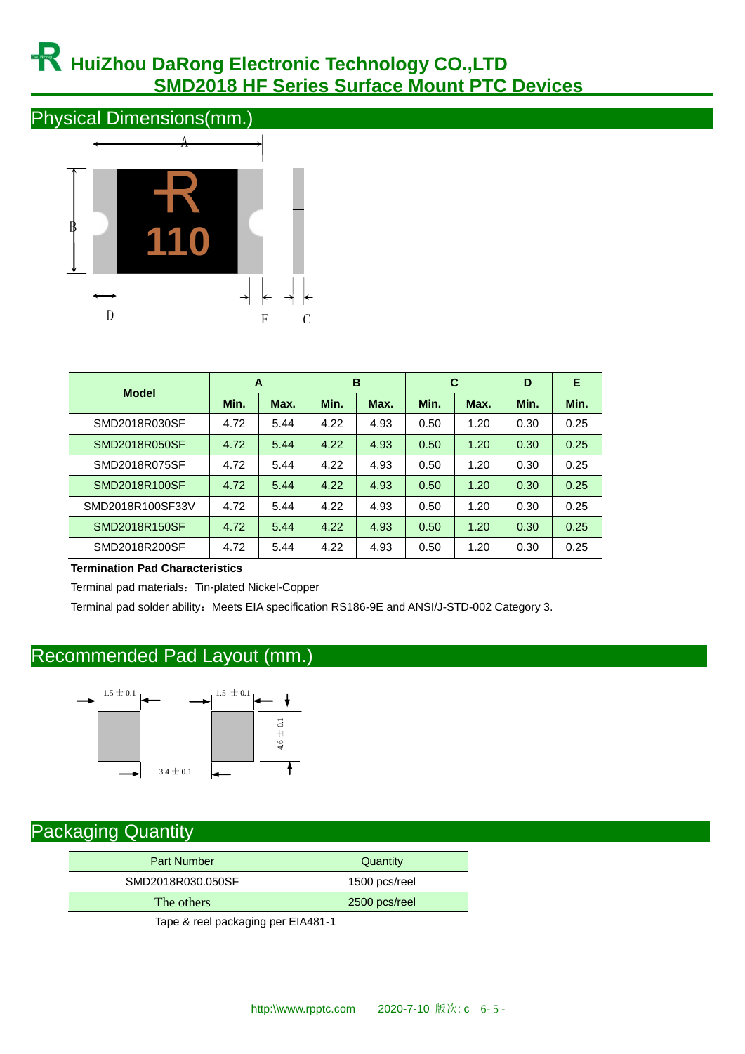# HuiZhou DaRong Electronic Technology CO.,LTD

## SMD2018 HF Series Surface Mount PTC Devices

## Physical Dimensions(mm.)

| Model | A | | B | | C | | D | E |
|---|---|---|---|---|---|---|---|---|
| | Min. | Max. | Min. | Max. | Min. | Max. | Min. | Min. |
| SMD2018R030SF | 4.72 | 5.44 | 4.22 | 4.93 | 0.50 | 1.20 | 0.30 | 0.25 |
| SMD2018R050SF | 4.72 | 5.44 | 4.22 | 4.93 | 0.50 | 1.20 | 0.30 | 0.25 |
| SMD2018R075SF | 4.72 | 5.44 | 4.22 | 4.93 | 0.50 | 1.20 | 0.30 | 0.25 |
| SMD2018R100SF | 4.72 | 5.44 | 4.22 | 4.93 | 0.50 | 1.20 | 0.30 | 0.25 |
| SMD2018R100SF33V | 4.72 | 5.44 | 4.22 | 4.93 | 0.50 | 1.20 | 0.30 | 0.25 |
| SMD2018R150SF | 4.72 | 5.44 | 4.22 | 4.93 | 0.50 | 1.20 | 0.30 | 0.25 |
| SMD2018R200SF | 4.72 | 5.44 | 4.22 | 4.93 | 0.50 | 1.20 | 0.30 | 0.25 |

**Termination Pad Characteristics**

Terminal pad materials：Tin-plated Nickel-Copper

Terminal pad solder ability：Meets EIA specification RS186-9E and ANSI/J-STD-002 Category 3.

## Recommended Pad Layout (mm.)

1.5 ± 0.1    1.5 ± 0.1    4.6 ± 0.1    3.4 ± 0.1

## Packaging Quantity

| Part Number | Quantity |
|---|---|
| SMD2018R030.050SF | 1500 pcs/reel |
| The others | 2500 pcs/reel |

Tape & reel packaging per EIA481-1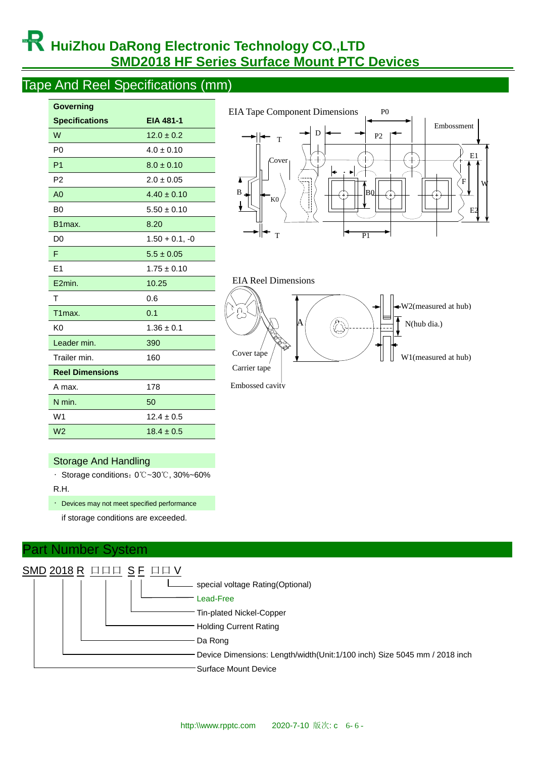# HuiZhou DaRong Electronic Technology CO.,LTD

## SMD2018 HF Series Surface Mount PTC Devices

## Tape And Reel Specifications (mm)

| Governing Specifications | EIA 481-1 |
|---|---|
| W | 12.0 ± 0.2 |
| P0 | 4.0 ± 0.10 |
| P1 | 8.0 ± 0.10 |
| P2 | 2.0 ± 0.05 |
| A0 | 4.40 ± 0.10 |
| B0 | 5.50 ± 0.10 |
| B1max. | 8.20 |
| D0 | 1.50 + 0.1, -0 |
| F | 5.5 ± 0.05 |
| E1 | 1.75 ± 0.10 |
| E2min. | 10.25 |
| T | 0.6 |
| T1max. | 0.1 |
| K0 | 1.36 ± 0.1 |
| Leader min. | 390 |
| Trailer min. | 160 |
| **Reel Dimensions** | |
| A max. | 178 |
| N min. | 50 |
| W1 | 12.4 ± 0.5 |
| W2 | 18.4 ± 0.5 |

EIA Tape Component Dimensions

P0
D
P2
T
Embossment
Cover
E1
B
K0
B0
F
W
E2
T
P1

EIA Reel Dimensions

A
W2(measured at hub)
N(hub dia.)
W1(measured at hub)
Cover tape
Carrier tape
Embossed cavity

### Storage And Handling

- Storage conditions：0℃~30℃, 30%~60% R.H.
- Devices may not meet specified performance if storage conditions are exceeded.

## Part Number System

SMD 2018 R □□□ S F □□V

- special voltage Rating(Optional)
- Lead-Free
- Tin-plated Nickel-Copper
- Holding Current Rating
- Da Rong
- Device Dimensions: Length/width(Unit:1/100 inch) Size 5045 mm / 2018 inch
- Surface Mount Device

http:\\www.rpptc.com 2020-7-10 版次: c